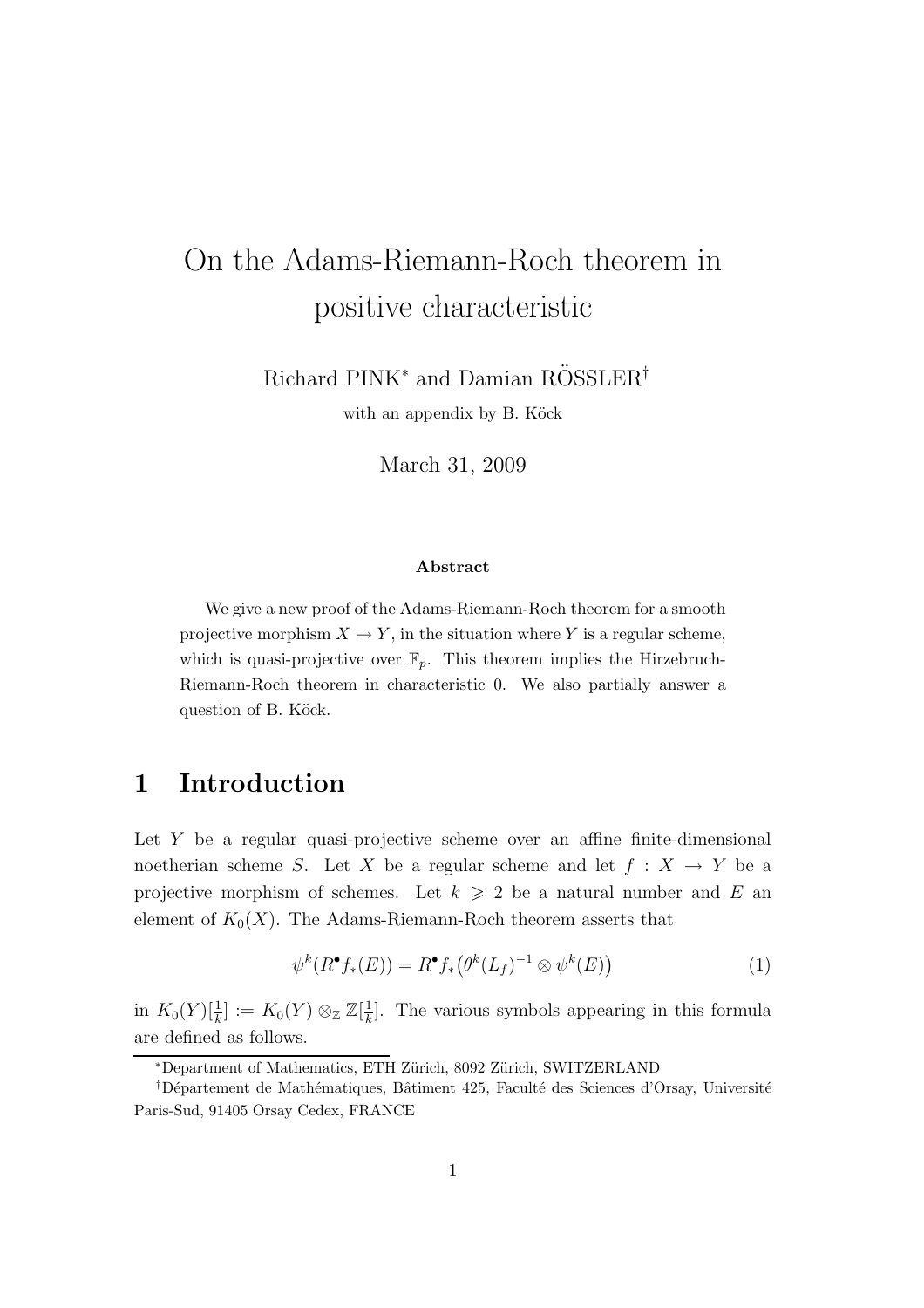# On the Adams-Riemann-Roch theorem in positive characteristic

Richard PINK* and Damian RÖSSLER†

with an appendix by B. Köck

March 31, 2009

### Abstract

We give a new proof of the Adams-Riemann-Roch theorem for a smooth projective morphism $X \to Y$, in the situation where $Y$ is a regular scheme, which is quasi-projective over $\mathbb{F}_p$. This theorem implies the Hirzebruch-Riemann-Roch theorem in characteristic 0. We also partially answer a question of B. Köck.

## 1 Introduction

Let $Y$ be a regular quasi-projective scheme over an affine finite-dimensional noetherian scheme $S$. Let $X$ be a regular scheme and let $f : X \to Y$ be a projective morphism of schemes. Let $k \geqslant 2$ be a natural number and $E$ an element of $K_0(X)$. The Adams-Riemann-Roch theorem asserts that

$$\psi^k(R^\bullet f_*(E)) = R^\bullet f_*\big(\theta^k(L_f)^{-1} \otimes \psi^k(E)\big) \tag{1}$$

in $K_0(Y)[\frac{1}{k}] := K_0(Y) \otimes_{\mathbb{Z}} \mathbb{Z}[\frac{1}{k}]$. The various symbols appearing in this formula are defined as follows.

*Department of Mathematics, ETH Zürich, 8092 Zürich, SWITZERLAND

†Département de Mathématiques, Bâtiment 425, Faculté des Sciences d'Orsay, Université Paris-Sud, 91405 Orsay Cedex, FRANCE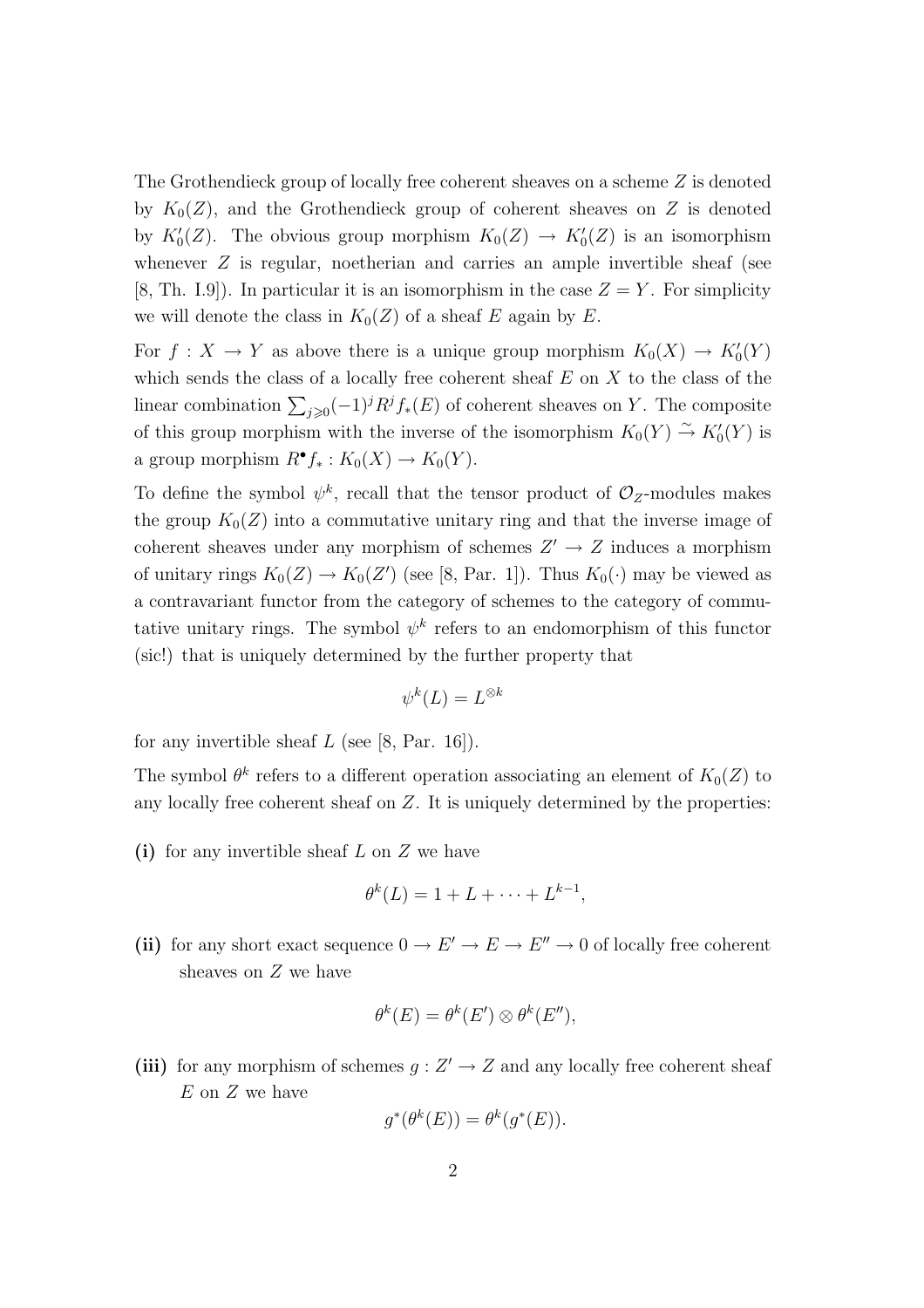The Grothendieck group of locally free coherent sheaves on a scheme $Z$ is denoted by $K_0(Z)$, and the Grothendieck group of coherent sheaves on $Z$ is denoted by $K_0'(Z)$. The obvious group morphism $K_0(Z) \to K_0'(Z)$ is an isomorphism whenever $Z$ is regular, noetherian and carries an ample invertible sheaf (see [8, Th. I.9]). In particular it is an isomorphism in the case $Z = Y$. For simplicity we will denote the class in $K_0(Z)$ of a sheaf $E$ again by $E$.

For $f : X \to Y$ as above there is a unique group morphism $K_0(X) \to K_0'(Y)$ which sends the class of a locally free coherent sheaf $E$ on $X$ to the class of the linear combination $\sum_{j \geqslant 0} (-1)^j R^j f_*(E)$ of coherent sheaves on $Y$. The composite of this group morphism with the inverse of the isomorphism $K_0(Y) \xrightarrow{\sim} K_0'(Y)$ is a group morphism $R^\bullet f_* : K_0(X) \to K_0(Y)$.

To define the symbol $\psi^k$, recall that the tensor product of $\mathcal{O}_Z$-modules makes the group $K_0(Z)$ into a commutative unitary ring and that the inverse image of coherent sheaves under any morphism of schemes $Z' \to Z$ induces a morphism of unitary rings $K_0(Z) \to K_0(Z')$ (see [8, Par. 1]). Thus $K_0(\cdot)$ may be viewed as a contravariant functor from the category of schemes to the category of commutative unitary rings. The symbol $\psi^k$ refers to an endomorphism of this functor (sic!) that is uniquely determined by the further property that

$$\psi^k(L) = L^{\otimes k}$$

for any invertible sheaf $L$ (see [8, Par. 16]).

The symbol $\theta^k$ refers to a different operation associating an element of $K_0(Z)$ to any locally free coherent sheaf on $Z$. It is uniquely determined by the properties:

**(i)** for any invertible sheaf $L$ on $Z$ we have

$$\theta^k(L) = 1 + L + \cdots + L^{k-1},$$

**(ii)** for any short exact sequence $0 \to E' \to E \to E'' \to 0$ of locally free coherent sheaves on $Z$ we have

$$\theta^k(E) = \theta^k(E') \otimes \theta^k(E''),$$

**(iii)** for any morphism of schemes $g : Z' \to Z$ and any locally free coherent sheaf $E$ on $Z$ we have

$$g^*(\theta^k(E)) = \theta^k(g^*(E)).$$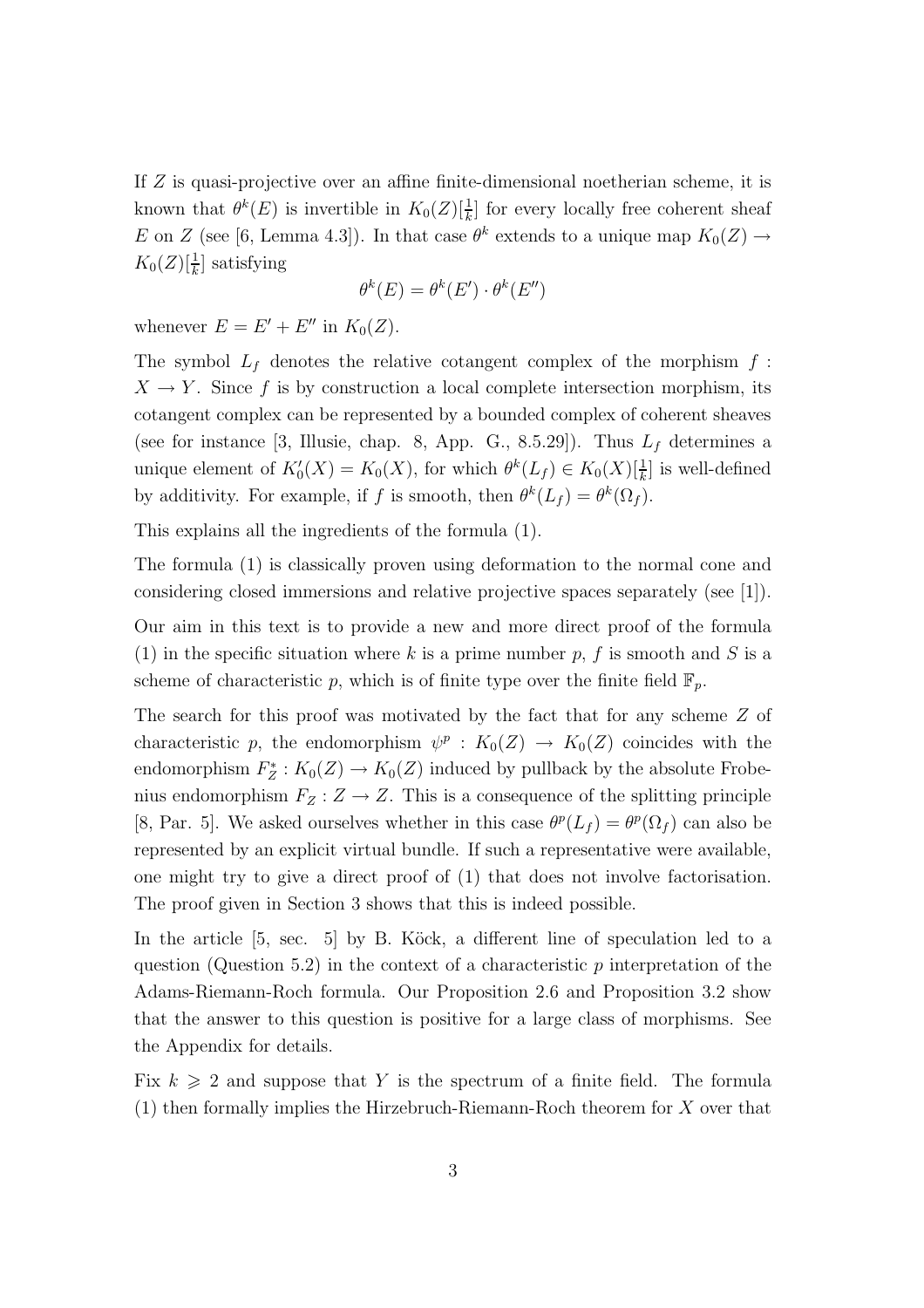If $Z$ is quasi-projective over an affine finite-dimensional noetherian scheme, it is known that $\theta^k(E)$ is invertible in $K_0(Z)[\frac{1}{k}]$ for every locally free coherent sheaf $E$ on $Z$ (see [6, Lemma 4.3]). In that case $\theta^k$ extends to a unique map $K_0(Z) \to K_0(Z)[\frac{1}{k}]$ satisfying

$$\theta^k(E) = \theta^k(E') \cdot \theta^k(E'')$$

whenever $E = E' + E''$ in $K_0(Z)$.

The symbol $L_f$ denotes the relative cotangent complex of the morphism $f : X \to Y$. Since $f$ is by construction a local complete intersection morphism, its cotangent complex can be represented by a bounded complex of coherent sheaves (see for instance [3, Illusie, chap. 8, App. G., 8.5.29]). Thus $L_f$ determines a unique element of $K_0'(X) = K_0(X)$, for which $\theta^k(L_f) \in K_0(X)[\frac{1}{k}]$ is well-defined by additivity. For example, if $f$ is smooth, then $\theta^k(L_f) = \theta^k(\Omega_f)$.

This explains all the ingredients of the formula (1).

The formula (1) is classically proven using deformation to the normal cone and considering closed immersions and relative projective spaces separately (see [1]).

Our aim in this text is to provide a new and more direct proof of the formula (1) in the specific situation where $k$ is a prime number $p$, $f$ is smooth and $S$ is a scheme of characteristic $p$, which is of finite type over the finite field $\mathbb{F}_p$.

The search for this proof was motivated by the fact that for any scheme $Z$ of characteristic $p$, the endomorphism $\psi^p : K_0(Z) \to K_0(Z)$ coincides with the endomorphism $F_Z^* : K_0(Z) \to K_0(Z)$ induced by pullback by the absolute Frobenius endomorphism $F_Z : Z \to Z$. This is a consequence of the splitting principle [8, Par. 5]. We asked ourselves whether in this case $\theta^p(L_f) = \theta^p(\Omega_f)$ can also be represented by an explicit virtual bundle. If such a representative were available, one might try to give a direct proof of (1) that does not involve factorisation. The proof given in Section 3 shows that this is indeed possible.

In the article [5, sec. 5] by B. Köck, a different line of speculation led to a question (Question 5.2) in the context of a characteristic $p$ interpretation of the Adams-Riemann-Roch formula. Our Proposition 2.6 and Proposition 3.2 show that the answer to this question is positive for a large class of morphisms. See the Appendix for details.

Fix $k \geqslant 2$ and suppose that $Y$ is the spectrum of a finite field. The formula (1) then formally implies the Hirzebruch-Riemann-Roch theorem for $X$ over that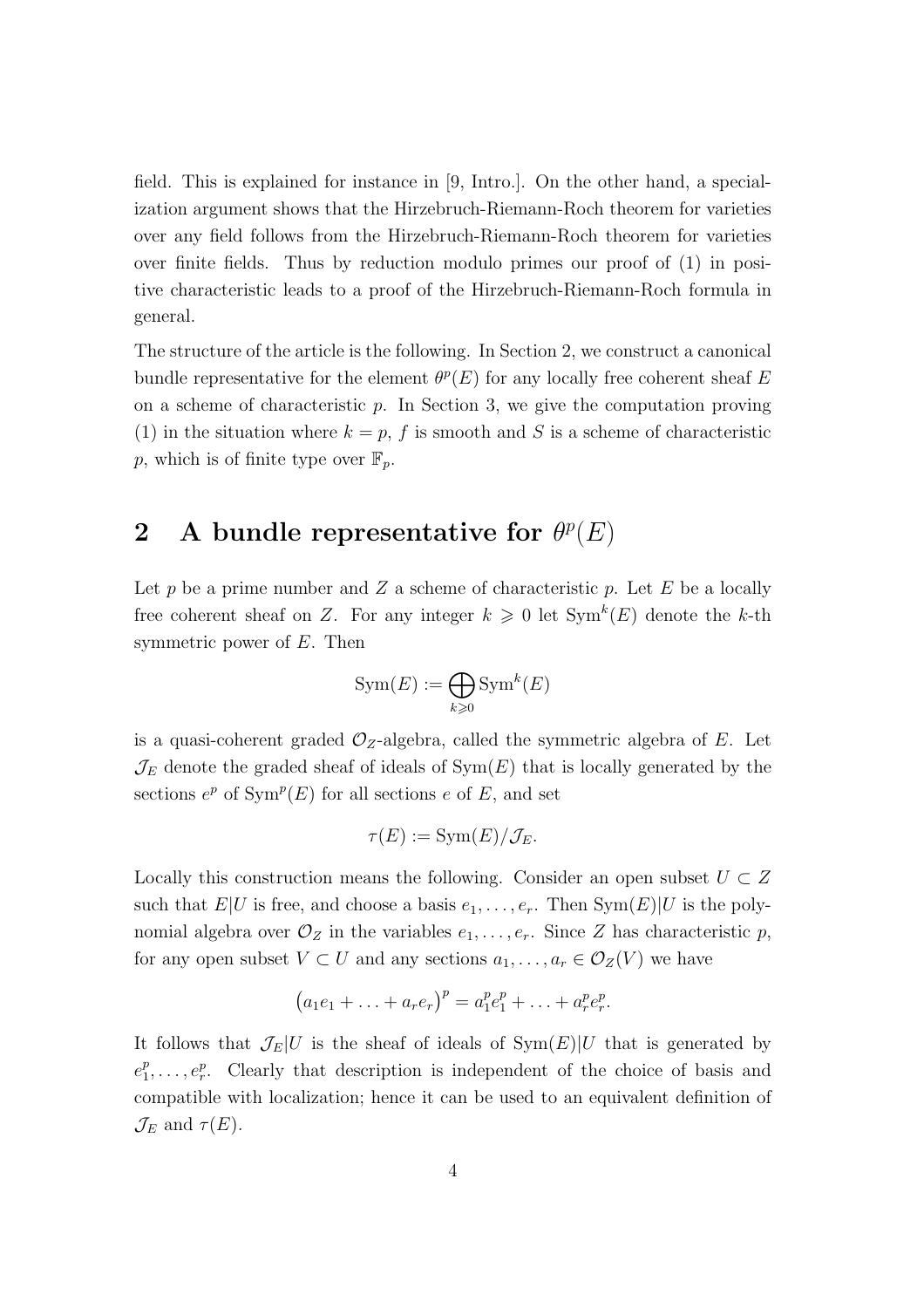field. This is explained for instance in [9, Intro.]. On the other hand, a specialization argument shows that the Hirzebruch-Riemann-Roch theorem for varieties over any field follows from the Hirzebruch-Riemann-Roch theorem for varieties over finite fields. Thus by reduction modulo primes our proof of (1) in positive characteristic leads to a proof of the Hirzebruch-Riemann-Roch formula in general.

The structure of the article is the following. In Section 2, we construct a canonical bundle representative for the element $\theta^p(E)$ for any locally free coherent sheaf $E$ on a scheme of characteristic $p$. In Section 3, we give the computation proving (1) in the situation where $k = p$, $f$ is smooth and $S$ is a scheme of characteristic $p$, which is of finite type over $\mathbb{F}_p$.

## 2 A bundle representative for $\theta^p(E)$

Let $p$ be a prime number and $Z$ a scheme of characteristic $p$. Let $E$ be a locally free coherent sheaf on $Z$. For any integer $k \geqslant 0$ let $\mathrm{Sym}^k(E)$ denote the $k$-th symmetric power of $E$. Then

$$\mathrm{Sym}(E) := \bigoplus_{k \geqslant 0} \mathrm{Sym}^k(E)$$

is a quasi-coherent graded $\mathcal{O}_Z$-algebra, called the symmetric algebra of $E$. Let $\mathcal{J}_E$ denote the graded sheaf of ideals of $\mathrm{Sym}(E)$ that is locally generated by the sections $e^p$ of $\mathrm{Sym}^p(E)$ for all sections $e$ of $E$, and set

$$\tau(E) := \mathrm{Sym}(E)/\mathcal{J}_E.$$

Locally this construction means the following. Consider an open subset $U \subset Z$ such that $E|U$ is free, and choose a basis $e_1, \ldots, e_r$. Then $\mathrm{Sym}(E)|U$ is the polynomial algebra over $\mathcal{O}_Z$ in the variables $e_1, \ldots, e_r$. Since $Z$ has characteristic $p$, for any open subset $V \subset U$ and any sections $a_1, \ldots, a_r \in \mathcal{O}_Z(V)$ we have

$$\big(a_1 e_1 + \ldots + a_r e_r\big)^p = a_1^p e_1^p + \ldots + a_r^p e_r^p.$$

It follows that $\mathcal{J}_E|U$ is the sheaf of ideals of $\mathrm{Sym}(E)|U$ that is generated by $e_1^p, \ldots, e_r^p$. Clearly that description is independent of the choice of basis and compatible with localization; hence it can be used to an equivalent definition of $\mathcal{J}_E$ and $\tau(E)$.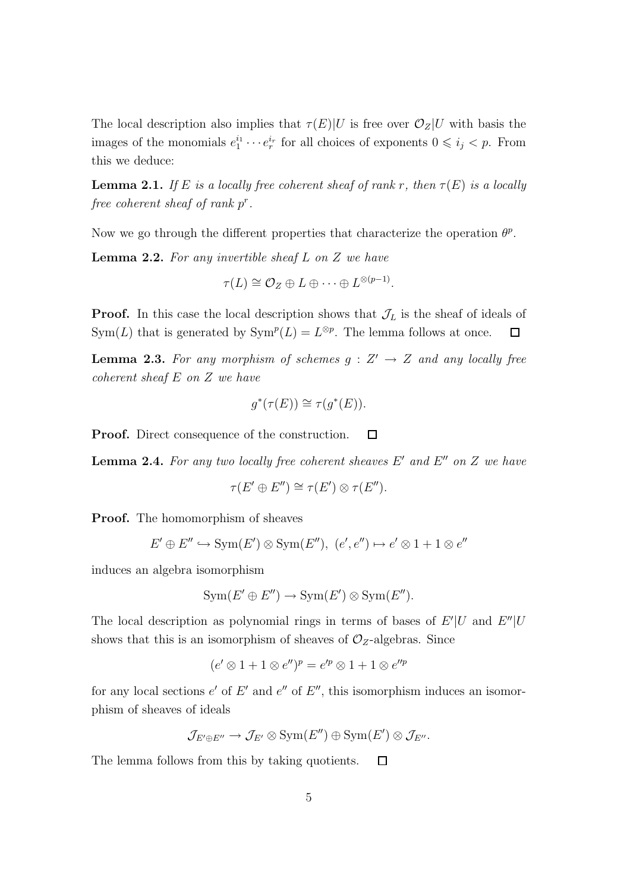The local description also implies that $\tau(E)|U$ is free over $\mathcal{O}_Z|U$ with basis the images of the monomials $e_1^{i_1}\cdots e_r^{i_r}$ for all choices of exponents $0 \leqslant i_j < p$. From this we deduce:

**Lemma 2.1.** *If $E$ is a locally free coherent sheaf of rank $r$, then $\tau(E)$ is a locally free coherent sheaf of rank $p^r$.*

Now we go through the different properties that characterize the operation $\theta^p$.

**Lemma 2.2.** *For any invertible sheaf $L$ on $Z$ we have*

$$\tau(L) \cong \mathcal{O}_Z \oplus L \oplus \cdots \oplus L^{\otimes(p-1)}.$$

**Proof.** In this case the local description shows that $\mathcal{J}_L$ is the sheaf of ideals of $\mathrm{Sym}(L)$ that is generated by $\mathrm{Sym}^p(L) = L^{\otimes p}$. The lemma follows at once. $\square$

**Lemma 2.3.** *For any morphism of schemes $g : Z' \to Z$ and any locally free coherent sheaf $E$ on $Z$ we have*

$$g^*(\tau(E)) \cong \tau(g^*(E)).$$

**Proof.** Direct consequence of the construction. $\square$

**Lemma 2.4.** *For any two locally free coherent sheaves $E'$ and $E''$ on $Z$ we have*

$$\tau(E' \oplus E'') \cong \tau(E') \otimes \tau(E'').$$

**Proof.** The homomorphism of sheaves

$$E' \oplus E'' \hookrightarrow \mathrm{Sym}(E') \otimes \mathrm{Sym}(E''),\ (e', e'') \mapsto e' \otimes 1 + 1 \otimes e''$$

induces an algebra isomorphism

$$\mathrm{Sym}(E' \oplus E'') \to \mathrm{Sym}(E') \otimes \mathrm{Sym}(E'').$$

The local description as polynomial rings in terms of bases of $E'|U$ and $E''|U$ shows that this is an isomorphism of sheaves of $\mathcal{O}_Z$-algebras. Since

$$(e' \otimes 1 + 1 \otimes e'')^p = e'^p \otimes 1 + 1 \otimes e''^p$$

for any local sections $e'$ of $E'$ and $e''$ of $E''$, this isomorphism induces an isomorphism of sheaves of ideals

$$\mathcal{J}_{E' \oplus E''} \to \mathcal{J}_{E'} \otimes \mathrm{Sym}(E'') \oplus \mathrm{Sym}(E') \otimes \mathcal{J}_{E''}.$$

The lemma follows from this by taking quotients. $\square$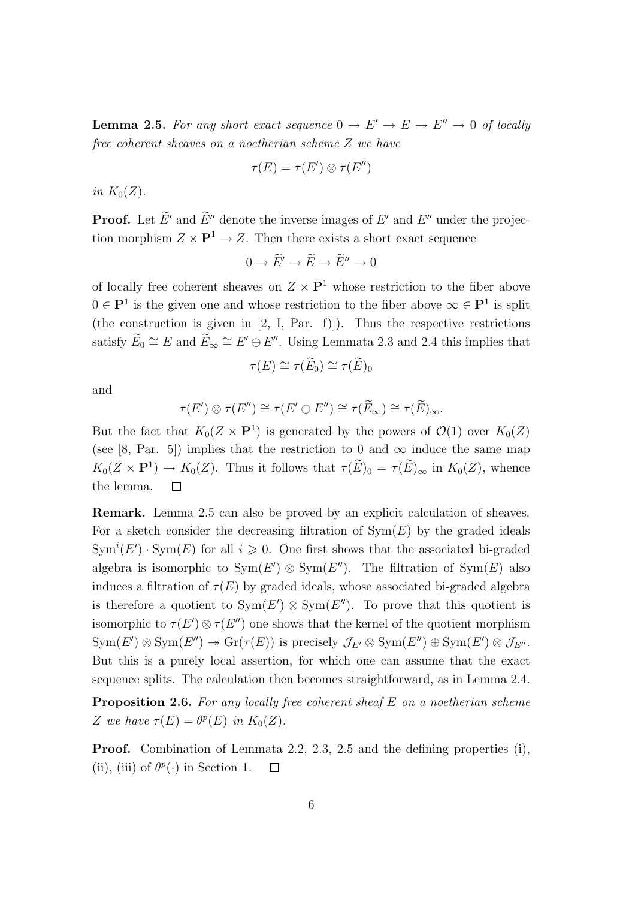**Lemma 2.5.** *For any short exact sequence $0 \to E' \to E \to E'' \to 0$ of locally free coherent sheaves on a noetherian scheme $Z$ we have*

$$\tau(E) = \tau(E') \otimes \tau(E'')$$

*in $K_0(Z)$.*

**Proof.** Let $\widetilde{E}'$ and $\widetilde{E}''$ denote the inverse images of $E'$ and $E''$ under the projection morphism $Z \times \mathbf{P}^1 \to Z$. Then there exists a short exact sequence

$$0 \to \widetilde{E}' \to \widetilde{E} \to \widetilde{E}'' \to 0$$

of locally free coherent sheaves on $Z \times \mathbf{P}^1$ whose restriction to the fiber above $0 \in \mathbf{P}^1$ is the given one and whose restriction to the fiber above $\infty \in \mathbf{P}^1$ is split (the construction is given in [2, I, Par. f)]). Thus the respective restrictions satisfy $\widetilde{E}_0 \cong E$ and $\widetilde{E}_\infty \cong E' \oplus E''$. Using Lemmata 2.3 and 2.4 this implies that

$$\tau(E) \cong \tau(\widetilde{E}_0) \cong \tau(\widetilde{E})_0$$

and

$$\tau(E') \otimes \tau(E'') \cong \tau(E' \oplus E'') \cong \tau(\widetilde{E}_\infty) \cong \tau(\widetilde{E})_\infty.$$

But the fact that $K_0(Z \times \mathbf{P}^1)$ is generated by the powers of $\mathcal{O}(1)$ over $K_0(Z)$ (see [8, Par. 5]) implies that the restriction to 0 and $\infty$ induce the same map $K_0(Z \times \mathbf{P}^1) \to K_0(Z)$. Thus it follows that $\tau(\widetilde{E})_0 = \tau(\widetilde{E})_\infty$ in $K_0(Z)$, whence the lemma. $\square$

**Remark.** Lemma 2.5 can also be proved by an explicit calculation of sheaves. For a sketch consider the decreasing filtration of $\mathrm{Sym}(E)$ by the graded ideals $\mathrm{Sym}^i(E') \cdot \mathrm{Sym}(E)$ for all $i \geqslant 0$. One first shows that the associated bi-graded algebra is isomorphic to $\mathrm{Sym}(E') \otimes \mathrm{Sym}(E'')$. The filtration of $\mathrm{Sym}(E)$ also induces a filtration of $\tau(E)$ by graded ideals, whose associated bi-graded algebra is therefore a quotient to $\mathrm{Sym}(E') \otimes \mathrm{Sym}(E'')$. To prove that this quotient is isomorphic to $\tau(E') \otimes \tau(E'')$ one shows that the kernel of the quotient morphism $\mathrm{Sym}(E') \otimes \mathrm{Sym}(E'') \twoheadrightarrow \mathrm{Gr}(\tau(E))$ is precisely $\mathcal{J}_{E'} \otimes \mathrm{Sym}(E'') \oplus \mathrm{Sym}(E') \otimes \mathcal{J}_{E''}$. But this is a purely local assertion, for which one can assume that the exact sequence splits. The calculation then becomes straightforward, as in Lemma 2.4.

**Proposition 2.6.** *For any locally free coherent sheaf $E$ on a noetherian scheme $Z$ we have $\tau(E) = \theta^p(E)$ in $K_0(Z)$.*

**Proof.** Combination of Lemmata 2.2, 2.3, 2.5 and the defining properties (i), (ii), (iii) of $\theta^p(\cdot)$ in Section 1. $\square$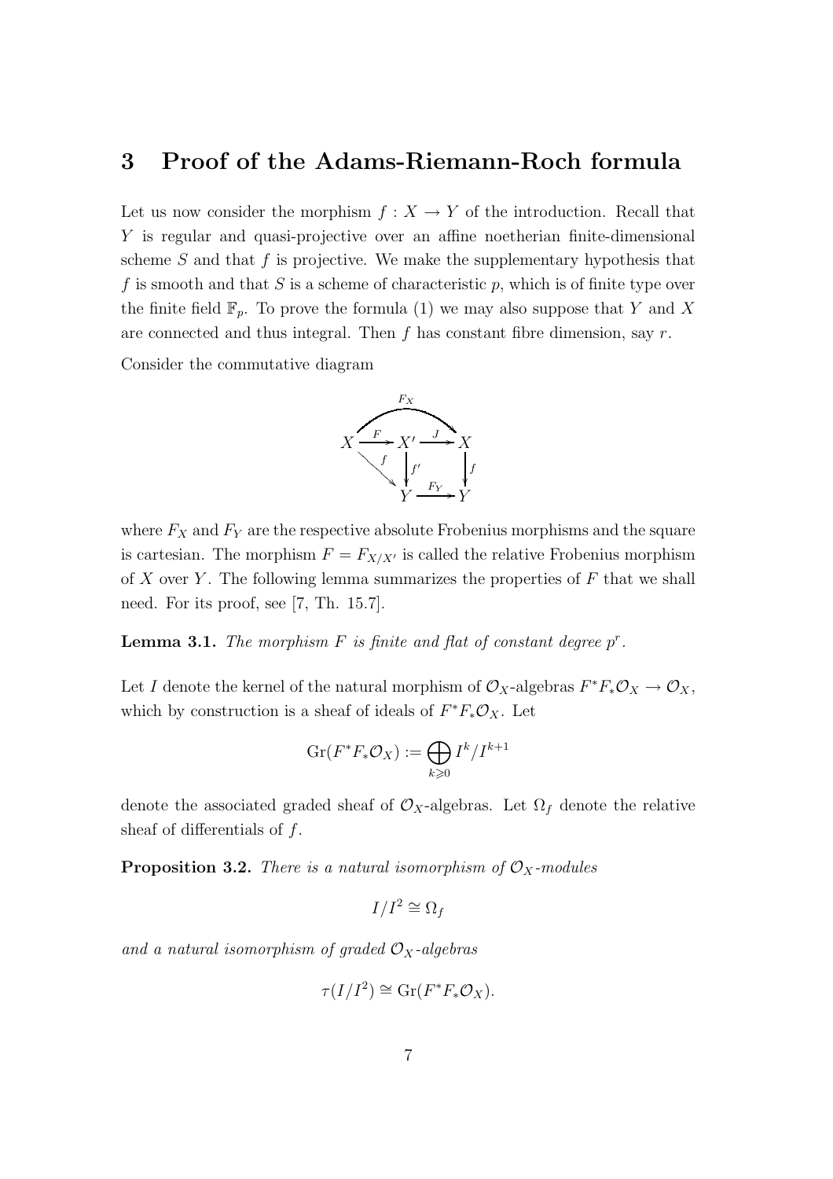## 3 Proof of the Adams-Riemann-Roch formula

Let us now consider the morphism $f : X \to Y$ of the introduction. Recall that $Y$ is regular and quasi-projective over an affine noetherian finite-dimensional scheme $S$ and that $f$ is projective. We make the supplementary hypothesis that $f$ is smooth and that $S$ is a scheme of characteristic $p$, which is of finite type over the finite field $\mathbb{F}_p$. To prove the formula (1) we may also suppose that $Y$ and $X$ are connected and thus integral. Then $f$ has constant fibre dimension, say $r$.

Consider the commutative diagram

$$\begin{array}{ccccc} & & \overset{F_X}{\frown} & & \\ X & \xrightarrow{F} & X' & \xrightarrow{J} & X \\ & \searrow^{f} & \downarrow{\scriptstyle f'} & & \downarrow{\scriptstyle f} \\ & & Y & \xrightarrow{F_Y} & Y \end{array}$$

where $F_X$ and $F_Y$ are the respective absolute Frobenius morphisms and the square is cartesian. The morphism $F = F_{X/X'}$ is called the relative Frobenius morphism of $X$ over $Y$. The following lemma summarizes the properties of $F$ that we shall need. For its proof, see [7, Th. 15.7].

**Lemma 3.1.** *The morphism $F$ is finite and flat of constant degree $p^r$.*

Let $I$ denote the kernel of the natural morphism of $\mathcal{O}_X$-algebras $F^*F_*\mathcal{O}_X \to \mathcal{O}_X$, which by construction is a sheaf of ideals of $F^*F_*\mathcal{O}_X$. Let

$$\mathrm{Gr}(F^*F_*\mathcal{O}_X) := \bigoplus_{k \geqslant 0} I^k/I^{k+1}$$

denote the associated graded sheaf of $\mathcal{O}_X$-algebras. Let $\Omega_f$ denote the relative sheaf of differentials of $f$.

**Proposition 3.2.** *There is a natural isomorphism of $\mathcal{O}_X$-modules*

$$I/I^2 \cong \Omega_f$$

*and a natural isomorphism of graded $\mathcal{O}_X$-algebras*

$$\tau(I/I^2) \cong \mathrm{Gr}(F^*F_*\mathcal{O}_X).$$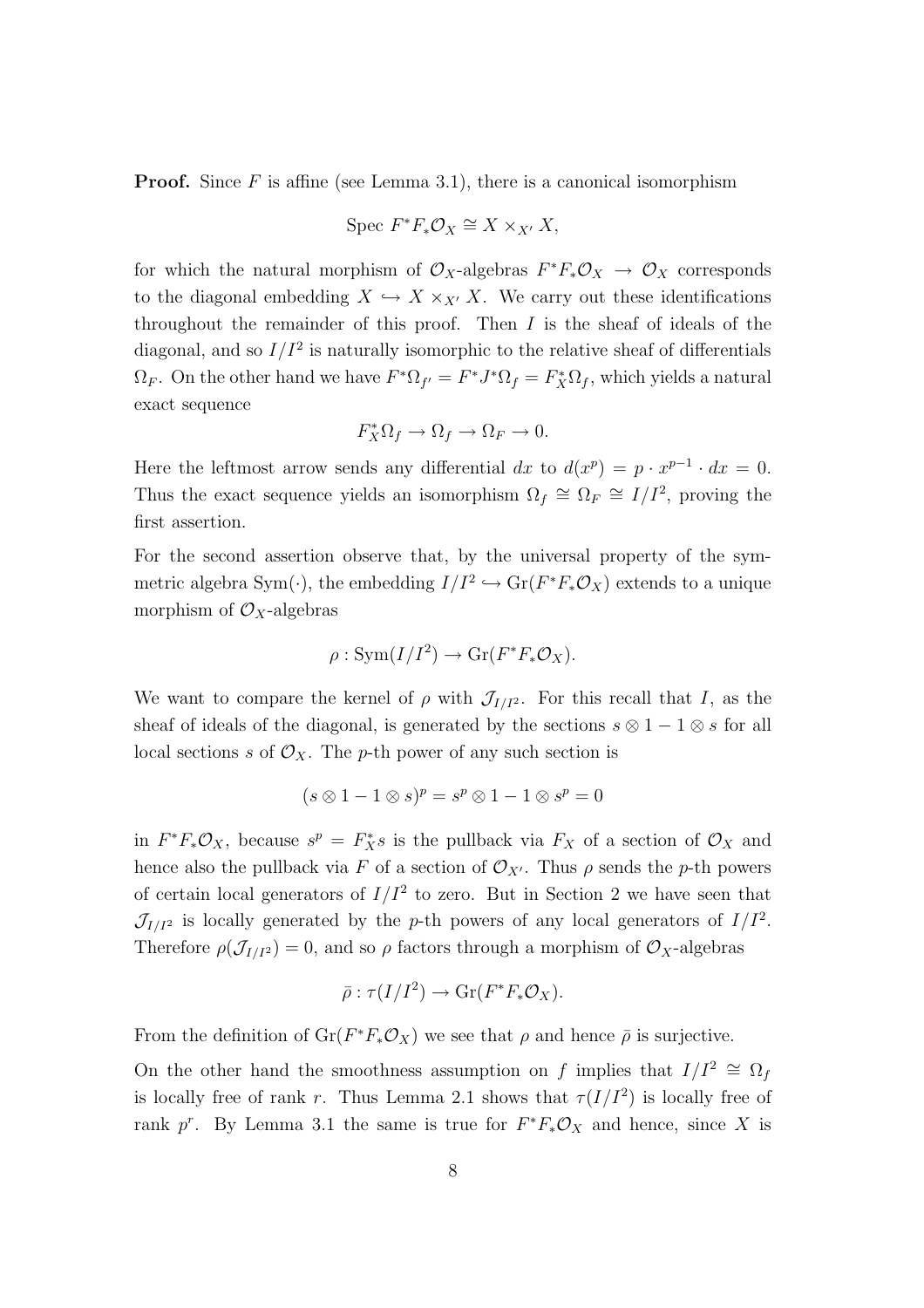**Proof.** Since $F$ is affine (see Lemma 3.1), there is a canonical isomorphism

$$\text{Spec } F^*F_*\mathcal{O}_X \cong X \times_{X'} X,$$

for which the natural morphism of $\mathcal{O}_X$-algebras $F^*F_*\mathcal{O}_X \to \mathcal{O}_X$ corresponds to the diagonal embedding $X \hookrightarrow X \times_{X'} X$. We carry out these identifications throughout the remainder of this proof. Then $I$ is the sheaf of ideals of the diagonal, and so $I/I^2$ is naturally isomorphic to the relative sheaf of differentials $\Omega_F$. On the other hand we have $F^*\Omega_{f'} = F^*J^*\Omega_f = F_X^*\Omega_f$, which yields a natural exact sequence

$$F_X^*\Omega_f \to \Omega_f \to \Omega_F \to 0.$$

Here the leftmost arrow sends any differential $dx$ to $d(x^p) = p \cdot x^{p-1} \cdot dx = 0$. Thus the exact sequence yields an isomorphism $\Omega_f \cong \Omega_F \cong I/I^2$, proving the first assertion.

For the second assertion observe that, by the universal property of the symmetric algebra $\text{Sym}(\cdot)$, the embedding $I/I^2 \hookrightarrow \text{Gr}(F^*F_*\mathcal{O}_X)$ extends to a unique morphism of $\mathcal{O}_X$-algebras

$$\rho : \text{Sym}(I/I^2) \to \text{Gr}(F^*F_*\mathcal{O}_X).$$

We want to compare the kernel of $\rho$ with $\mathcal{J}_{I/I^2}$. For this recall that $I$, as the sheaf of ideals of the diagonal, is generated by the sections $s \otimes 1 - 1 \otimes s$ for all local sections $s$ of $\mathcal{O}_X$. The $p$-th power of any such section is

$$(s \otimes 1 - 1 \otimes s)^p = s^p \otimes 1 - 1 \otimes s^p = 0$$

in $F^*F_*\mathcal{O}_X$, because $s^p = F_X^*s$ is the pullback via $F_X$ of a section of $\mathcal{O}_X$ and hence also the pullback via $F$ of a section of $\mathcal{O}_{X'}$. Thus $\rho$ sends the $p$-th powers of certain local generators of $I/I^2$ to zero. But in Section 2 we have seen that $\mathcal{J}_{I/I^2}$ is locally generated by the $p$-th powers of any local generators of $I/I^2$. Therefore $\rho(\mathcal{J}_{I/I^2}) = 0$, and so $\rho$ factors through a morphism of $\mathcal{O}_X$-algebras

$$\bar{\rho} : \tau(I/I^2) \to \text{Gr}(F^*F_*\mathcal{O}_X).$$

From the definition of $\text{Gr}(F^*F_*\mathcal{O}_X)$ we see that $\rho$ and hence $\bar{\rho}$ is surjective.

On the other hand the smoothness assumption on $f$ implies that $I/I^2 \cong \Omega_f$ is locally free of rank $r$. Thus Lemma 2.1 shows that $\tau(I/I^2)$ is locally free of rank $p^r$. By Lemma 3.1 the same is true for $F^*F_*\mathcal{O}_X$ and hence, since $X$ is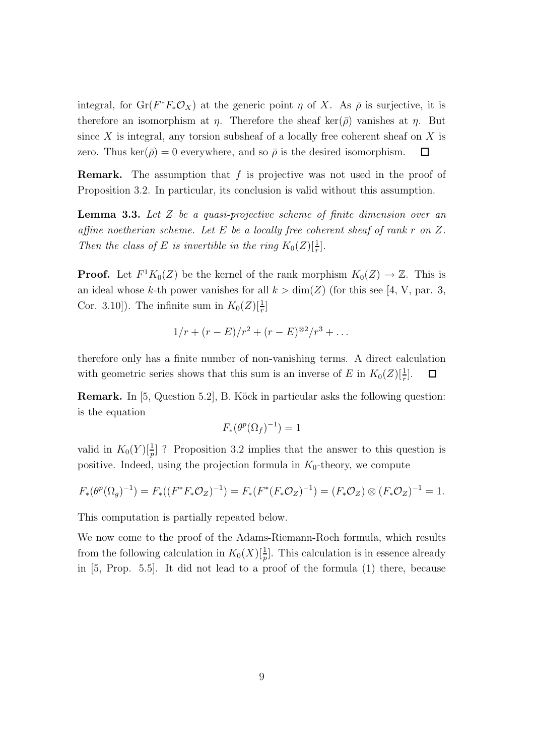integral, for $\mathrm{Gr}(F^*F_*\mathcal{O}_X)$ at the generic point $\eta$ of $X$. As $\bar{\rho}$ is surjective, it is therefore an isomorphism at $\eta$. Therefore the sheaf $\ker(\bar{\rho})$ vanishes at $\eta$. But since $X$ is integral, any torsion subsheaf of a locally free coherent sheaf on $X$ is zero. Thus $\ker(\bar{\rho}) = 0$ everywhere, and so $\bar{\rho}$ is the desired isomorphism. □

**Remark.** The assumption that $f$ is projective was not used in the proof of Proposition 3.2. In particular, its conclusion is valid without this assumption.

**Lemma 3.3.** *Let $Z$ be a quasi-projective scheme of finite dimension over an affine noetherian scheme. Let $E$ be a locally free coherent sheaf of rank $r$ on $Z$. Then the class of $E$ is invertible in the ring $K_0(Z)[\frac{1}{r}]$.*

**Proof.** Let $F^1K_0(Z)$ be the kernel of the rank morphism $K_0(Z) \to \mathbb{Z}$. This is an ideal whose $k$-th power vanishes for all $k > \dim(Z)$ (for this see [4, V, par. 3, Cor. 3.10]). The infinite sum in $K_0(Z)[\frac{1}{r}]$

$$1/r + (r - E)/r^2 + (r - E)^{\otimes 2}/r^3 + \dots$$

therefore only has a finite number of non-vanishing terms. A direct calculation with geometric series shows that this sum is an inverse of $E$ in $K_0(Z)[\frac{1}{r}]$. □

**Remark.** In [5, Question 5.2], B. Köck in particular asks the following question: is the equation

$$F_*(\theta^p(\Omega_f)^{-1}) = 1$$

valid in $K_0(Y)[\frac{1}{p}]$ ? Proposition 3.2 implies that the answer to this question is positive. Indeed, using the projection formula in $K_0$-theory, we compute

$$F_*(\theta^p(\Omega_g)^{-1}) = F_*((F^*F_*\mathcal{O}_Z)^{-1}) = F_*(F^*(F_*\mathcal{O}_Z)^{-1}) = (F_*\mathcal{O}_Z) \otimes (F_*\mathcal{O}_Z)^{-1} = 1.$$

This computation is partially repeated below.

We now come to the proof of the Adams-Riemann-Roch formula, which results from the following calculation in $K_0(X)[\frac{1}{p}]$. This calculation is in essence already in [5, Prop. 5.5]. It did not lead to a proof of the formula (1) there, because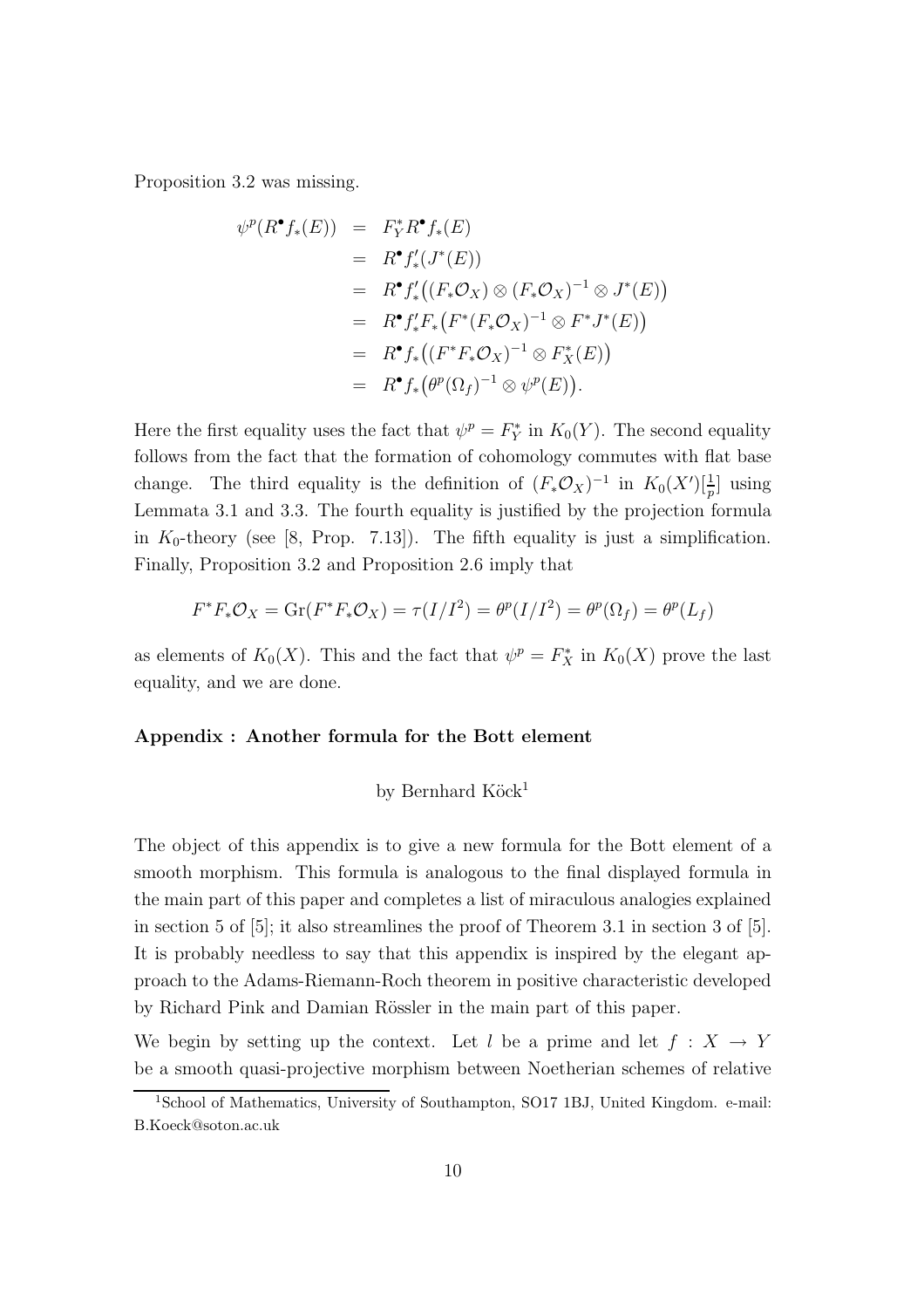Proposition 3.2 was missing.

$$
\begin{aligned}
\psi^p(R^\bullet f_*(E)) &= F_Y^* R^\bullet f_*(E) \\
&= R^\bullet f'_*(J^*(E)) \\
&= R^\bullet f'_*\big((F_*\mathcal{O}_X) \otimes (F_*\mathcal{O}_X)^{-1} \otimes J^*(E)\big) \\
&= R^\bullet f'_* F_*\big(F^*(F_*\mathcal{O}_X)^{-1} \otimes F^* J^*(E)\big) \\
&= R^\bullet f_*\big((F^*F_*\mathcal{O}_X)^{-1} \otimes F_X^*(E)\big) \\
&= R^\bullet f_*\big(\theta^p(\Omega_f)^{-1} \otimes \psi^p(E)\big).
\end{aligned}
$$

Here the first equality uses the fact that $\psi^p = F_Y^*$ in $K_0(Y)$. The second equality follows from the fact that the formation of cohomology commutes with flat base change. The third equality is the definition of $(F_*\mathcal{O}_X)^{-1}$ in $K_0(X')[\frac{1}{p}]$ using Lemmata 3.1 and 3.3. The fourth equality is justified by the projection formula in $K_0$-theory (see [8, Prop. 7.13]). The fifth equality is just a simplification. Finally, Proposition 3.2 and Proposition 2.6 imply that

$$
F^*F_*\mathcal{O}_X = \mathrm{Gr}(F^*F_*\mathcal{O}_X) = \tau(I/I^2) = \theta^p(I/I^2) = \theta^p(\Omega_f) = \theta^p(L_f)
$$

as elements of $K_0(X)$. This and the fact that $\psi^p = F_X^*$ in $K_0(X)$ prove the last equality, and we are done.

**Appendix : Another formula for the Bott element**

by Bernhard Köck[1]

The object of this appendix is to give a new formula for the Bott element of a smooth morphism. This formula is analogous to the final displayed formula in the main part of this paper and completes a list of miraculous analogies explained in section 5 of [5]; it also streamlines the proof of Theorem 3.1 in section 3 of [5]. It is probably needless to say that this appendix is inspired by the elegant approach to the Adams-Riemann-Roch theorem in positive characteristic developed by Richard Pink and Damian Rössler in the main part of this paper.

We begin by setting up the context. Let $l$ be a prime and let $f : X \to Y$ be a smooth quasi-projective morphism between Noetherian schemes of relative

[1] School of Mathematics, University of Southampton, SO17 1BJ, United Kingdom. e-mail: B.Koeck@soton.ac.uk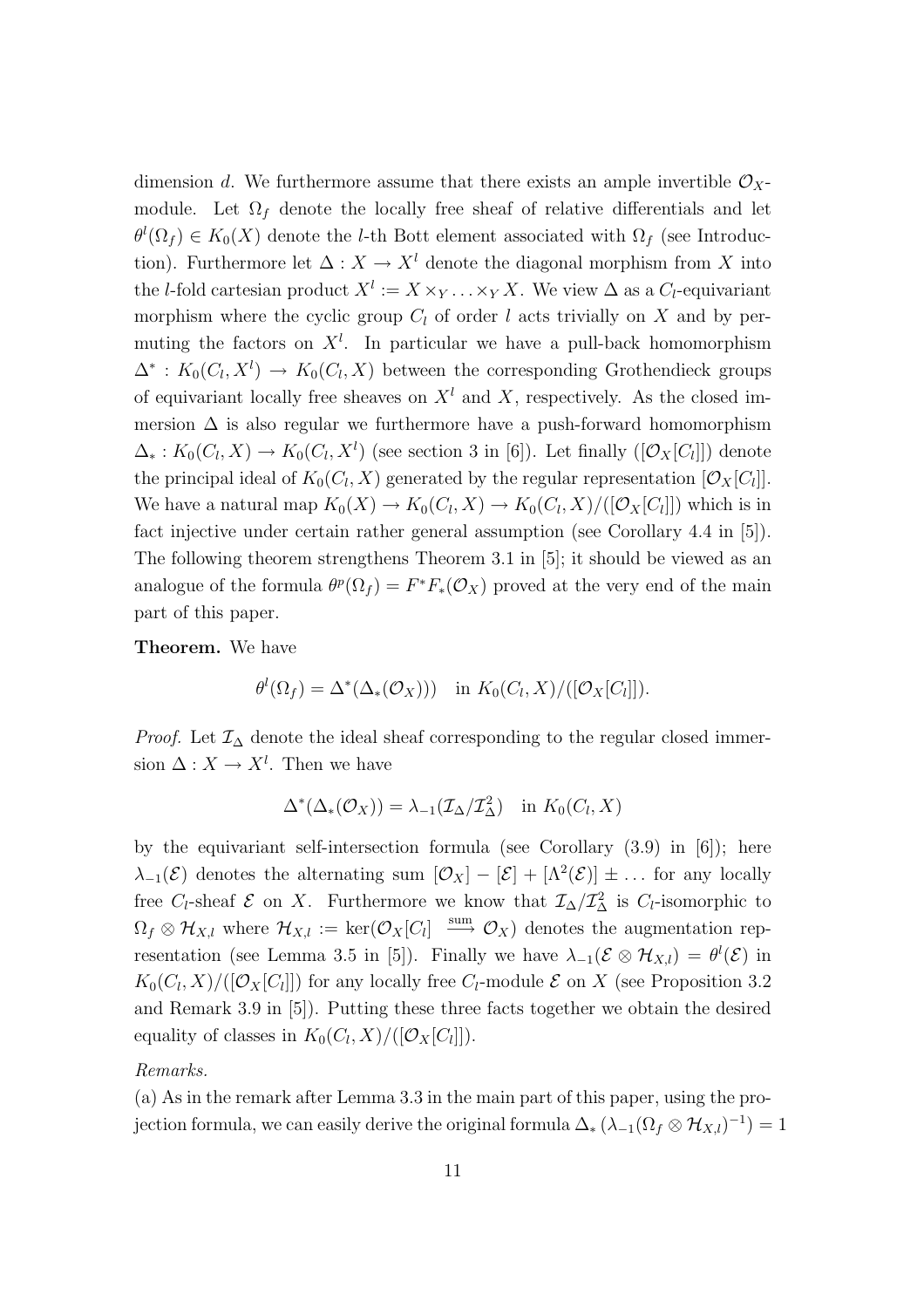dimension $d$. We furthermore assume that there exists an ample invertible $\mathcal{O}_X$-module. Let $\Omega_f$ denote the locally free sheaf of relative differentials and let $\theta^l(\Omega_f) \in K_0(X)$ denote the $l$-th Bott element associated with $\Omega_f$ (see Introduction). Furthermore let $\Delta : X \to X^l$ denote the diagonal morphism from $X$ into the $l$-fold cartesian product $X^l := X \times_Y \ldots \times_Y X$. We view $\Delta$ as a $C_l$-equivariant morphism where the cyclic group $C_l$ of order $l$ acts trivially on $X$ and by permuting the factors on $X^l$. In particular we have a pull-back homomorphism $\Delta^* : K_0(C_l, X^l) \to K_0(C_l, X)$ between the corresponding Grothendieck groups of equivariant locally free sheaves on $X^l$ and $X$, respectively. As the closed immersion $\Delta$ is also regular we furthermore have a push-forward homomorphism $\Delta_* : K_0(C_l, X) \to K_0(C_l, X^l)$ (see section 3 in [6]). Let finally $([\mathcal{O}_X[C_l]])$ denote the principal ideal of $K_0(C_l, X)$ generated by the regular representation $[\mathcal{O}_X[C_l]]$. We have a natural map $K_0(X) \to K_0(C_l, X) \to K_0(C_l, X)/([\mathcal{O}_X[C_l]])$ which is in fact injective under certain rather general assumption (see Corollary 4.4 in [5]). The following theorem strengthens Theorem 3.1 in [5]; it should be viewed as an analogue of the formula $\theta^p(\Omega_f) = F^* F_*(\mathcal{O}_X)$ proved at the very end of the main part of this paper.

**Theorem.** We have

$$\theta^l(\Omega_f) = \Delta^*(\Delta_*(\mathcal{O}_X))) \quad \text{in } K_0(C_l, X)/([\mathcal{O}_X[C_l]]).$$

*Proof.* Let $\mathcal{I}_\Delta$ denote the ideal sheaf corresponding to the regular closed immersion $\Delta : X \to X^l$. Then we have

$$\Delta^*(\Delta_*(\mathcal{O}_X)) = \lambda_{-1}(\mathcal{I}_\Delta/\mathcal{I}_\Delta^2) \quad \text{in } K_0(C_l, X)$$

by the equivariant self-intersection formula (see Corollary (3.9) in [6]); here $\lambda_{-1}(\mathcal{E})$ denotes the alternating sum $[\mathcal{O}_X] - [\mathcal{E}] + [\Lambda^2(\mathcal{E})] \pm \ldots$ for any locally free $C_l$-sheaf $\mathcal{E}$ on $X$. Furthermore we know that $\mathcal{I}_\Delta/\mathcal{I}_\Delta^2$ is $C_l$-isomorphic to $\Omega_f \otimes \mathcal{H}_{X,l}$ where $\mathcal{H}_{X,l} := \ker(\mathcal{O}_X[C_l] \xrightarrow{\text{sum}} \mathcal{O}_X)$ denotes the augmentation representation (see Lemma 3.5 in [5]). Finally we have $\lambda_{-1}(\mathcal{E} \otimes \mathcal{H}_{X,l}) = \theta^l(\mathcal{E})$ in $K_0(C_l, X)/([\mathcal{O}_X[C_l]])$ for any locally free $C_l$-module $\mathcal{E}$ on $X$ (see Proposition 3.2 and Remark 3.9 in [5]). Putting these three facts together we obtain the desired equality of classes in $K_0(C_l, X)/([\mathcal{O}_X[C_l]])$.

*Remarks.*

(a) As in the remark after Lemma 3.3 in the main part of this paper, using the projection formula, we can easily derive the original formula $\Delta_* \left(\lambda_{-1}(\Omega_f \otimes \mathcal{H}_{X,l})^{-1}\right) = 1$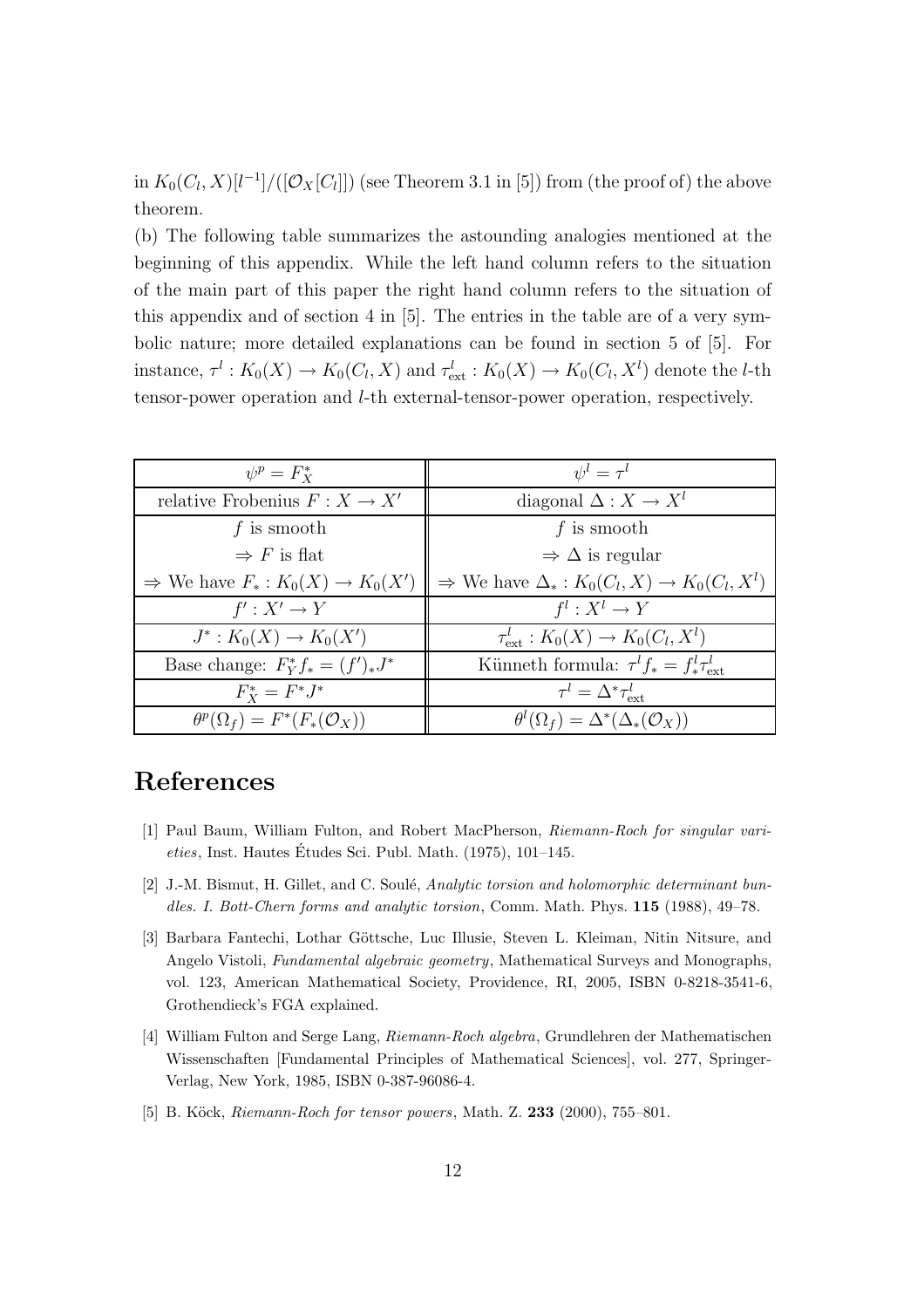in $K_0(C_l, X)[l^{-1}]/([\mathcal{O}_X[C_l]])$ (see Theorem 3.1 in [5]) from (the proof of) the above theorem.

(b) The following table summarizes the astounding analogies mentioned at the beginning of this appendix. While the left hand column refers to the situation of the main part of this paper the right hand column refers to the situation of this appendix and of section 4 in [5]. The entries in the table are of a very symbolic nature; more detailed explanations can be found in section 5 of [5]. For instance, $\tau^l : K_0(X) \to K_0(C_l, X)$ and $\tau^l_{\text{ext}} : K_0(X) \to K_0(C_l, X^l)$ denote the $l$-th tensor-power operation and $l$-th external-tensor-power operation, respectively.

| $\psi^p = F_X^*$ | $\psi^l = \tau^l$ |
|---|---|
| relative Frobenius $F : X \to X'$ | diagonal $\Delta : X \to X^l$ |
| $f$ is smooth<br>$\Rightarrow F$ is flat<br>$\Rightarrow$ We have $F_* : K_0(X) \to K_0(X')$ | $f$ is smooth<br>$\Rightarrow \Delta$ is regular<br>$\Rightarrow$ We have $\Delta_* : K_0(C_l, X) \to K_0(C_l, X^l)$ |
| $f' : X' \to Y$ | $f^l : X^l \to Y$ |
| $J^* : K_0(X) \to K_0(X')$ | $\tau^l_{\text{ext}} : K_0(X) \to K_0(C_l, X^l)$ |
| Base change: $F_Y^* f_* = (f')_* J^*$ | Künneth formula: $\tau^l f_* = f^l_* \tau^l_{\text{ext}}$ |
| $F_X^* = F^* J^*$ | $\tau^l = \Delta^* \tau^l_{\text{ext}}$ |
| $\theta^p(\Omega_f) = F^*(F_*(\mathcal{O}_X))$ | $\theta^l(\Omega_f) = \Delta^*(\Delta_*(\mathcal{O}_X))$ |

# References

[1] Paul Baum, William Fulton, and Robert MacPherson, *Riemann-Roch for singular varieties*, Inst. Hautes Études Sci. Publ. Math. (1975), 101–145.

[2] J.-M. Bismut, H. Gillet, and C. Soulé, *Analytic torsion and holomorphic determinant bundles. I. Bott-Chern forms and analytic torsion*, Comm. Math. Phys. **115** (1988), 49–78.

[3] Barbara Fantechi, Lothar Göttsche, Luc Illusie, Steven L. Kleiman, Nitin Nitsure, and Angelo Vistoli, *Fundamental algebraic geometry*, Mathematical Surveys and Monographs, vol. 123, American Mathematical Society, Providence, RI, 2005, ISBN 0-8218-3541-6, Grothendieck's FGA explained.

[4] William Fulton and Serge Lang, *Riemann-Roch algebra*, Grundlehren der Mathematischen Wissenschaften [Fundamental Principles of Mathematical Sciences], vol. 277, Springer-Verlag, New York, 1985, ISBN 0-387-96086-4.

[5] B. Köck, *Riemann-Roch for tensor powers*, Math. Z. **233** (2000), 755–801.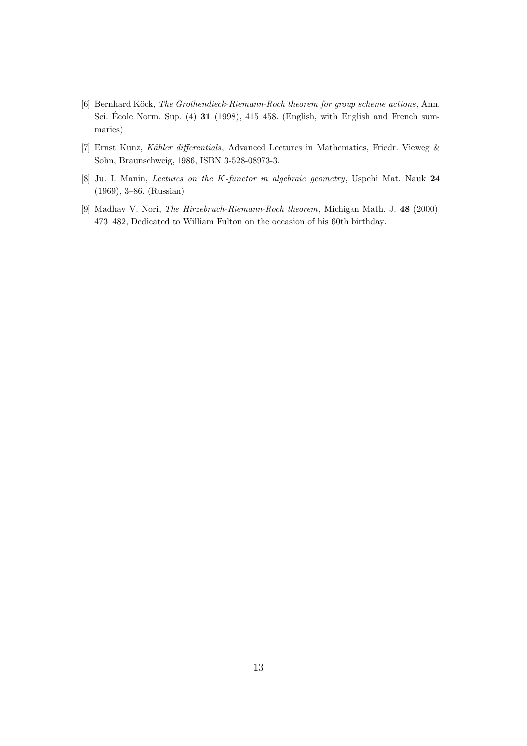[6] Bernhard Köck, *The Grothendieck-Riemann-Roch theorem for group scheme actions*, Ann. Sci. École Norm. Sup. (4) **31** (1998), 415–458. (English, with English and French summaries)

[7] Ernst Kunz, *Kähler differentials*, Advanced Lectures in Mathematics, Friedr. Vieweg & Sohn, Braunschweig, 1986, ISBN 3-528-08973-3.

[8] Ju. I. Manin, *Lectures on the $K$-functor in algebraic geometry*, Uspehi Mat. Nauk **24** (1969), 3–86. (Russian)

[9] Madhav V. Nori, *The Hirzebruch-Riemann-Roch theorem*, Michigan Math. J. **48** (2000), 473–482, Dedicated to William Fulton on the occasion of his 60th birthday.